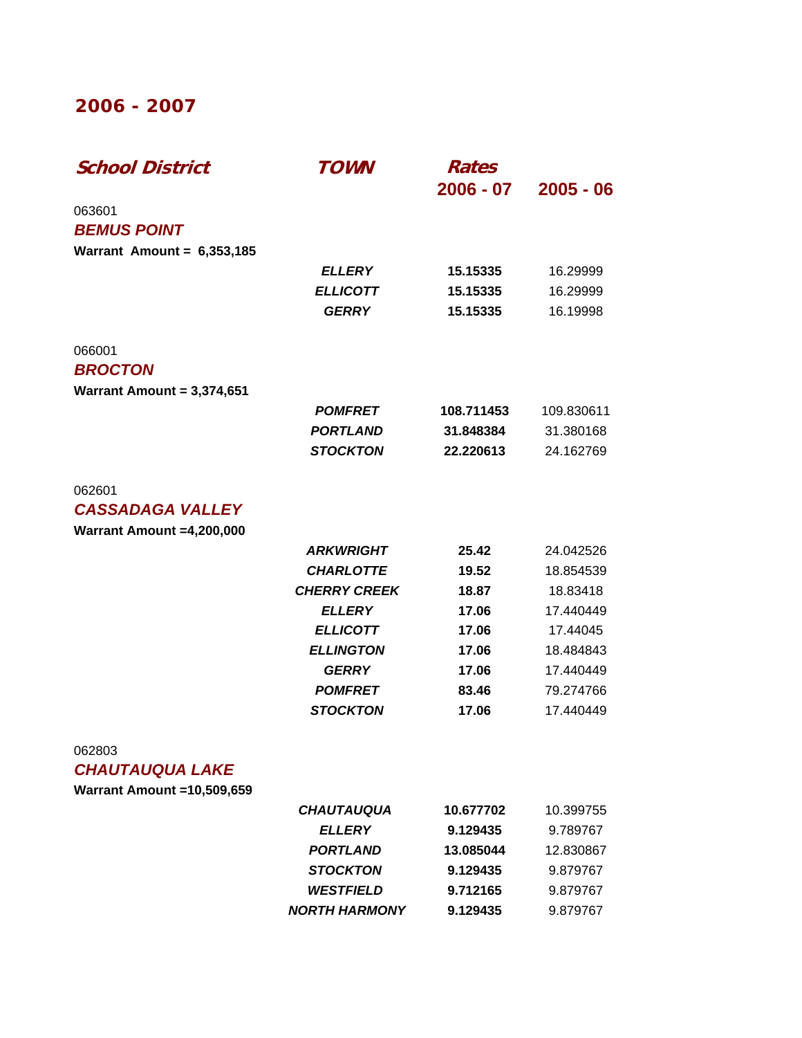# 2006 - 2007

| School District | TOWN | Rates 2006 - 07 | 2005 - 06 |
|---|---|---|---|
| 063601 | | | |
| ***BEMUS POINT*** | | | |
| **Warrant Amount = 6,353,185** | | | |
| | ***ELLERY*** | **15.15335** | 16.29999 |
| | ***ELLICOTT*** | **15.15335** | 16.29999 |
| | ***GERRY*** | **15.15335** | 16.19998 |
| 066001 | | | |
| ***BROCTON*** | | | |
| **Warrant Amount = 3,374,651** | | | |
| | ***POMFRET*** | **108.711453** | 109.830611 |
| | ***PORTLAND*** | **31.848384** | 31.380168 |
| | ***STOCKTON*** | **22.220613** | 24.162769 |
| 062601 | | | |
| ***CASSADAGA VALLEY*** | | | |
| **Warrant Amount =4,200,000** | | | |
| | ***ARKWRIGHT*** | **25.42** | 24.042526 |
| | ***CHARLOTTE*** | **19.52** | 18.854539 |
| | ***CHERRY CREEK*** | **18.87** | 18.83418 |
| | ***ELLERY*** | **17.06** | 17.440449 |
| | ***ELLICOTT*** | **17.06** | 17.44045 |
| | ***ELLINGTON*** | **17.06** | 18.484843 |
| | ***GERRY*** | **17.06** | 17.440449 |
| | ***POMFRET*** | **83.46** | 79.274766 |
| | ***STOCKTON*** | **17.06** | 17.440449 |
| 062803 | | | |
| ***CHAUTAUQUA LAKE*** | | | |
| **Warrant Amount =10,509,659** | | | |
| | ***CHAUTAUQUA*** | **10.677702** | 10.399755 |
| | ***ELLERY*** | **9.129435** | 9.789767 |
| | ***PORTLAND*** | **13.085044** | 12.830867 |
| | ***STOCKTON*** | **9.129435** | 9.879767 |
| | ***WESTFIELD*** | **9.712165** | 9.879767 |
| | ***NORTH HARMONY*** | **9.129435** | 9.879767 |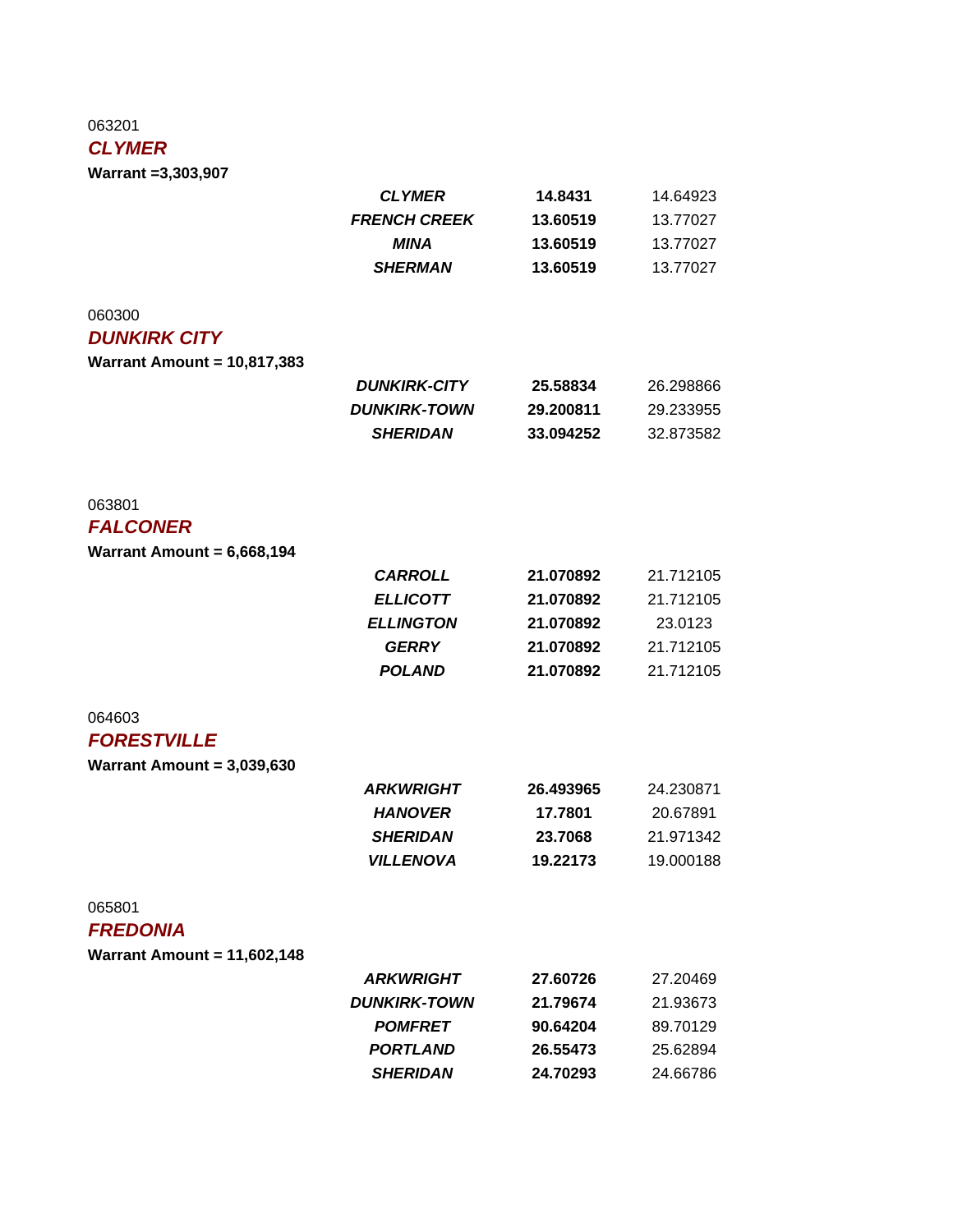063201

***CLYMER***

**Warrant =3,303,907**

| | | |
|---|---|---|
| ***CLYMER*** | **14.8431** | 14.64923 |
| ***FRENCH CREEK*** | **13.60519** | 13.77027 |
| ***MINA*** | **13.60519** | 13.77027 |
| ***SHERMAN*** | **13.60519** | 13.77027 |

060300

***DUNKIRK CITY***

**Warrant Amount = 10,817,383**

| | | |
|---|---|---|
| ***DUNKIRK-CITY*** | **25.58834** | 26.298866 |
| ***DUNKIRK-TOWN*** | **29.200811** | 29.233955 |
| ***SHERIDAN*** | **33.094252** | 32.873582 |

063801

***FALCONER***

**Warrant Amount = 6,668,194**

| | | |
|---|---|---|
| ***CARROLL*** | **21.070892** | 21.712105 |
| ***ELLICOTT*** | **21.070892** | 21.712105 |
| ***ELLINGTON*** | **21.070892** | 23.0123 |
| ***GERRY*** | **21.070892** | 21.712105 |
| ***POLAND*** | **21.070892** | 21.712105 |

064603

***FORESTVILLE***

**Warrant Amount = 3,039,630**

| | | |
|---|---|---|
| ***ARKWRIGHT*** | **26.493965** | 24.230871 |
| ***HANOVER*** | **17.7801** | 20.67891 |
| ***SHERIDAN*** | **23.7068** | 21.971342 |
| ***VILLENOVA*** | **19.22173** | 19.000188 |

065801

***FREDONIA***

**Warrant Amount = 11,602,148**

| | | |
|---|---|---|
| ***ARKWRIGHT*** | **27.60726** | 27.20469 |
| ***DUNKIRK-TOWN*** | **21.79674** | 21.93673 |
| ***POMFRET*** | **90.64204** | 89.70129 |
| ***PORTLAND*** | **26.55473** | 25.62894 |
| ***SHERIDAN*** | **24.70293** | 24.66786 |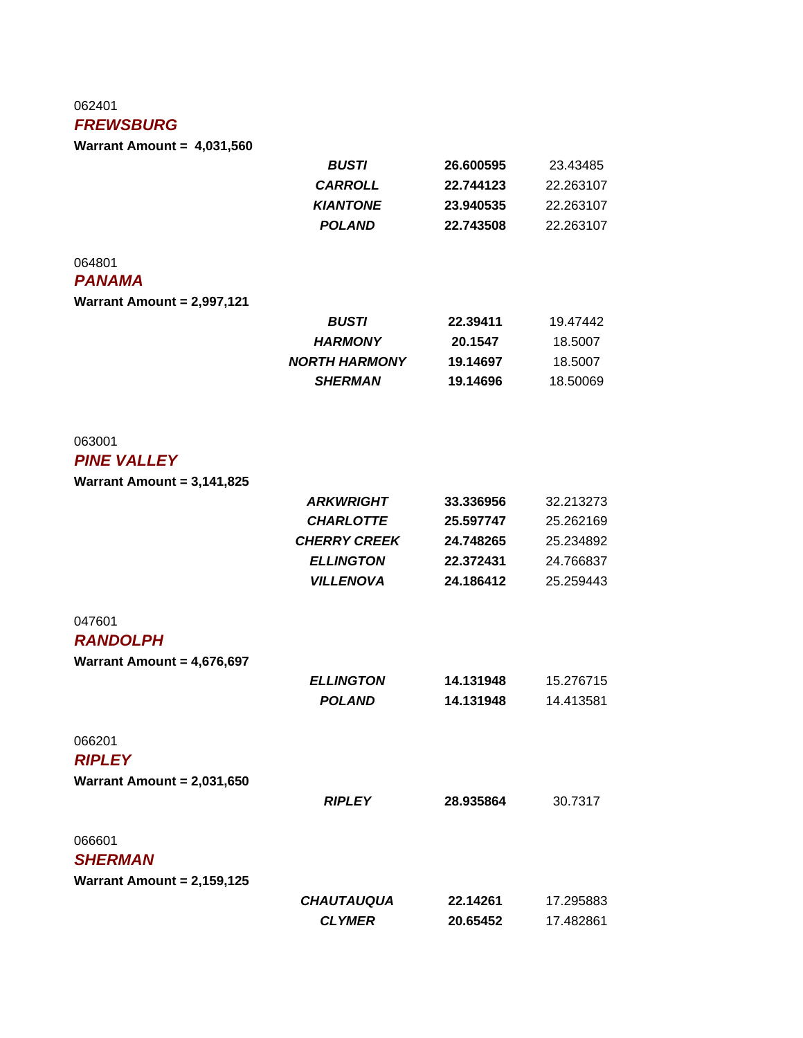062401

***FREWSBURG***

**Warrant Amount = 4,031,560**

| | | |
|---|---|---|
| ***BUSTI*** | **26.600595** | 23.43485 |
| ***CARROLL*** | **22.744123** | 22.263107 |
| ***KIANTONE*** | **23.940535** | 22.263107 |
| ***POLAND*** | **22.743508** | 22.263107 |

064801

***PANAMA***

**Warrant Amount = 2,997,121**

| | | |
|---|---|---|
| ***BUSTI*** | **22.39411** | 19.47442 |
| ***HARMONY*** | **20.1547** | 18.5007 |
| ***NORTH HARMONY*** | **19.14697** | 18.5007 |
| ***SHERMAN*** | **19.14696** | 18.50069 |

063001

***PINE VALLEY***

**Warrant Amount = 3,141,825**

| | | |
|---|---|---|
| ***ARKWRIGHT*** | **33.336956** | 32.213273 |
| ***CHARLOTTE*** | **25.597747** | 25.262169 |
| ***CHERRY CREEK*** | **24.748265** | 25.234892 |
| ***ELLINGTON*** | **22.372431** | 24.766837 |
| ***VILLENOVA*** | **24.186412** | 25.259443 |

047601

***RANDOLPH***

**Warrant Amount = 4,676,697**

| | | |
|---|---|---|
| ***ELLINGTON*** | **14.131948** | 15.276715 |
| ***POLAND*** | **14.131948** | 14.413581 |

066201

***RIPLEY***

**Warrant Amount = 2,031,650**

| | | |
|---|---|---|
| ***RIPLEY*** | **28.935864** | 30.7317 |

066601

***SHERMAN***

**Warrant Amount = 2,159,125**

| | | |
|---|---|---|
| ***CHAUTAUQUA*** | **22.14261** | 17.295883 |
| ***CLYMER*** | **20.65452** | 17.482861 |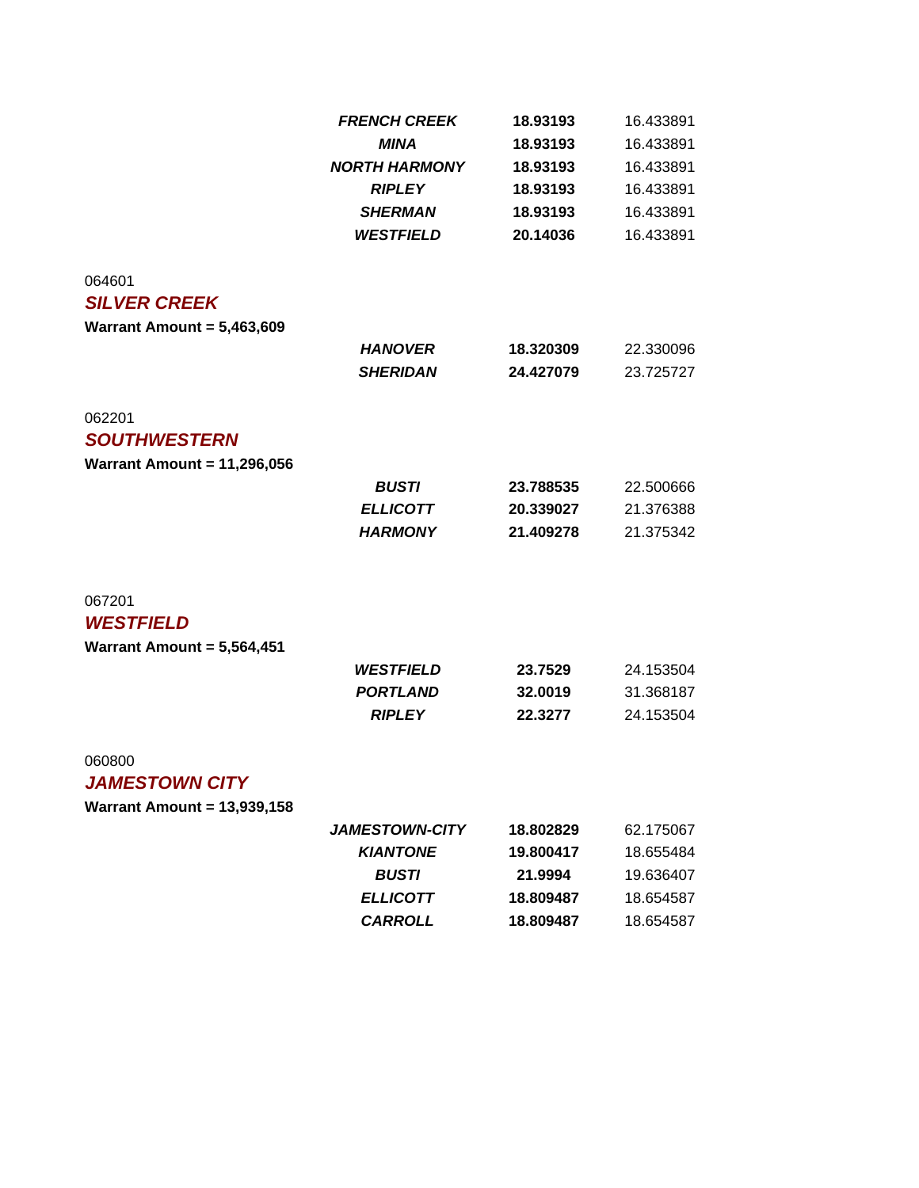| | | |
|---|---|---|
| ***FRENCH CREEK*** | **18.93193** | 16.433891 |
| ***MINA*** | **18.93193** | 16.433891 |
| ***NORTH HARMONY*** | **18.93193** | 16.433891 |
| ***RIPLEY*** | **18.93193** | 16.433891 |
| ***SHERMAN*** | **18.93193** | 16.433891 |
| ***WESTFIELD*** | **20.14036** | 16.433891 |

064601

## *SILVER CREEK*

**Warrant Amount = 5,463,609**

| | | |
|---|---|---|
| ***HANOVER*** | **18.320309** | 22.330096 |
| ***SHERIDAN*** | **24.427079** | 23.725727 |

062201

## *SOUTHWESTERN*

**Warrant Amount = 11,296,056**

| | | |
|---|---|---|
| ***BUSTI*** | **23.788535** | 22.500666 |
| ***ELLICOTT*** | **20.339027** | 21.376388 |
| ***HARMONY*** | **21.409278** | 21.375342 |

067201

## *WESTFIELD*

**Warrant Amount = 5,564,451**

| | | |
|---|---|---|
| ***WESTFIELD*** | **23.7529** | 24.153504 |
| ***PORTLAND*** | **32.0019** | 31.368187 |
| ***RIPLEY*** | **22.3277** | 24.153504 |

060800

## *JAMESTOWN CITY*

**Warrant Amount = 13,939,158**

| | | |
|---|---|---|
| ***JAMESTOWN-CITY*** | **18.802829** | 62.175067 |
| ***KIANTONE*** | **19.800417** | 18.655484 |
| ***BUSTI*** | **21.9994** | 19.636407 |
| ***ELLICOTT*** | **18.809487** | 18.654587 |
| ***CARROLL*** | **18.809487** | 18.654587 |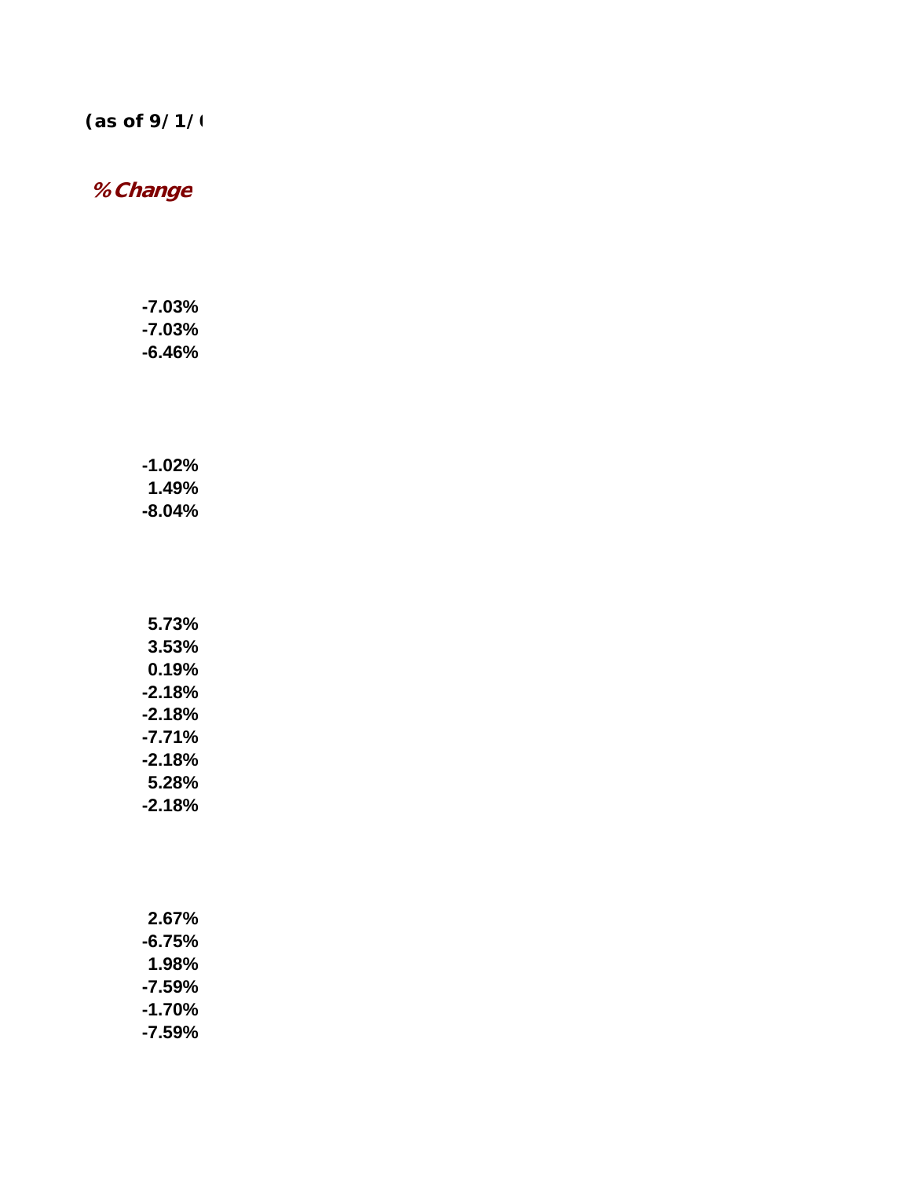**(as of 9/1/(**

***% Change***

-7.03%
-7.03%
-6.46%

-1.02%
1.49%
-8.04%

5.73%
3.53%
0.19%
-2.18%
-2.18%
-7.71%
-2.18%
5.28%
-2.18%

2.67%
-6.75%
1.98%
-7.59%
-1.70%
-7.59%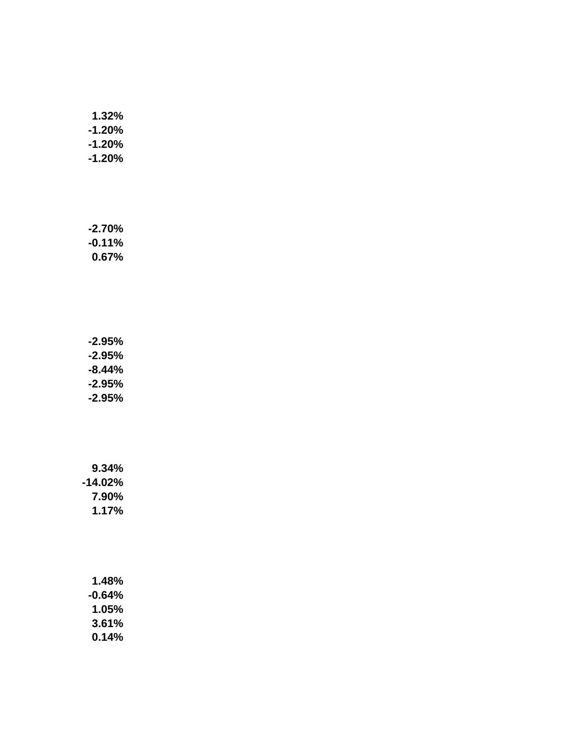1.32%
-1.20%
-1.20%
-1.20%

-2.70%
-0.11%
0.67%

-2.95%
-2.95%
-8.44%
-2.95%
-2.95%

9.34%
-14.02%
7.90%
1.17%

1.48%
-0.64%
1.05%
3.61%
0.14%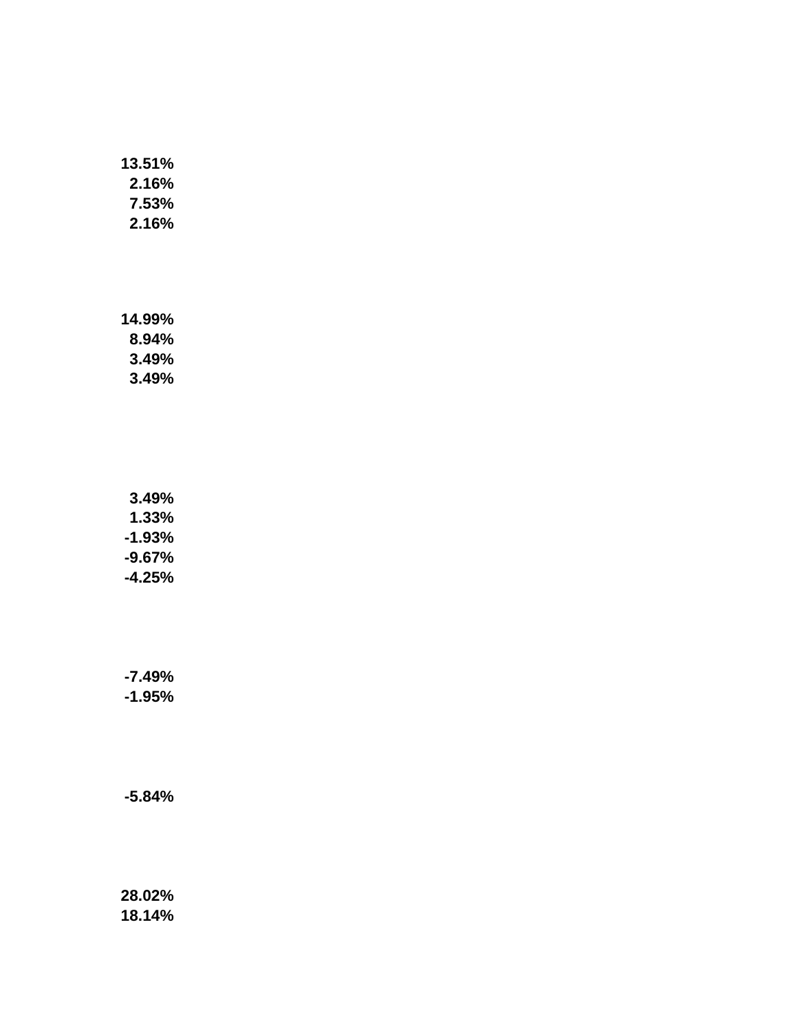**13.51%**
**2.16%**
**7.53%**
**2.16%**

**14.99%**
**8.94%**
**3.49%**
**3.49%**

**3.49%**
**1.33%**
**-1.93%**
**-9.67%**
**-4.25%**

**-7.49%**
**-1.95%**

**-5.84%**

**28.02%**
**18.14%**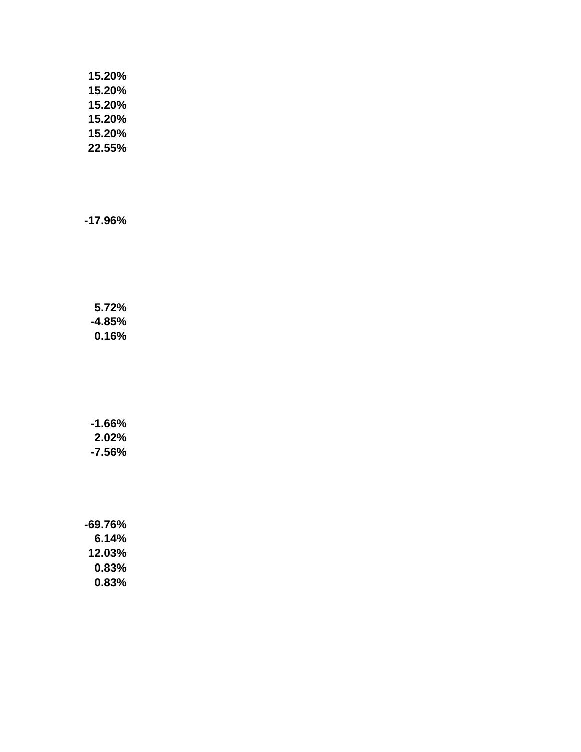**15.20%**
**15.20%**
**15.20%**
**15.20%**
**15.20%**
**22.55%**

**-17.96%**

**5.72%**
**-4.85%**
**0.16%**

**-1.66%**
**2.02%**
**-7.56%**

**-69.76%**
**6.14%**
**12.03%**
**0.83%**
**0.83%**